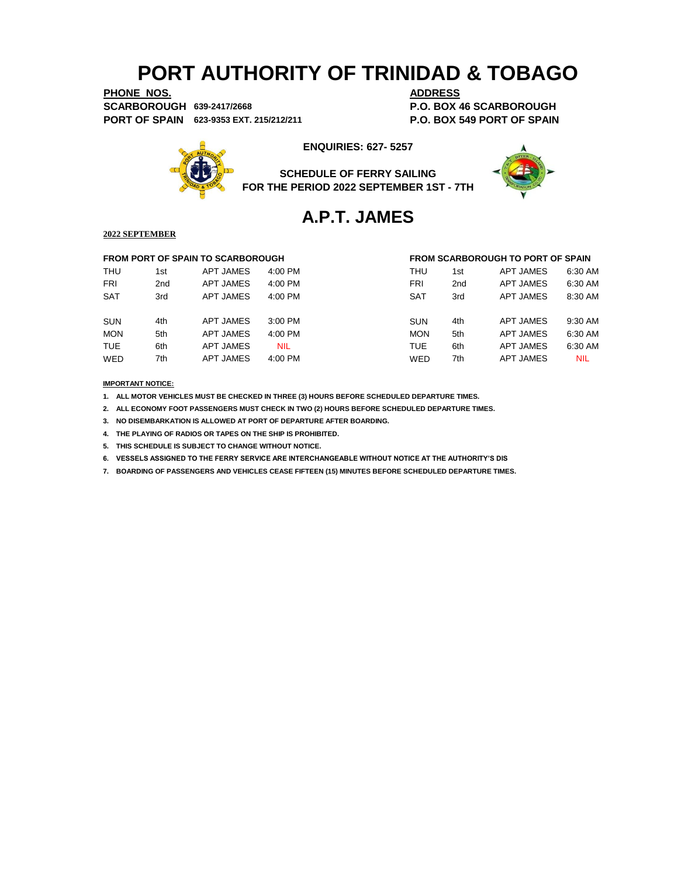# PORT AUTHORITY OF TRINIDAD & TOBAGO

**PHONE NOS.**
**SCARBOROUGH** 639-2417/2668
**PORT OF SPAIN** 623-9353 EXT. 215/212/211

**ADDRESS**
**P.O. BOX 46 SCARBOROUGH**
**P.O. BOX 549 PORT OF SPAIN**

**ENQUIRIES: 627- 5257**

**SCHEDULE OF FERRY SAILING**
**FOR THE PERIOD 2022 SEPTEMBER 1ST - 7TH**

## A.P.T. JAMES

**2022 SEPTEMBER**

**FROM PORT OF SPAIN TO SCARBOROUGH**

| | | | |
|---|---|---|---|
| THU | 1st | APT JAMES | 4:00 PM |
| FRI | 2nd | APT JAMES | 4:00 PM |
| SAT | 3rd | APT JAMES | 4:00 PM |
| SUN | 4th | APT JAMES | 3:00 PM |
| MON | 5th | APT JAMES | 4:00 PM |
| TUE | 6th | APT JAMES | NIL |
| WED | 7th | APT JAMES | 4:00 PM |

**FROM SCARBOROUGH TO PORT OF SPAIN**

| | | | |
|---|---|---|---|
| THU | 1st | APT JAMES | 6:30 AM |
| FRI | 2nd | APT JAMES | 6:30 AM |
| SAT | 3rd | APT JAMES | 8:30 AM |
| SUN | 4th | APT JAMES | 9:30 AM |
| MON | 5th | APT JAMES | 6:30 AM |
| TUE | 6th | APT JAMES | 6:30 AM |
| WED | 7th | APT JAMES | NIL |

**IMPORTANT NOTICE:**

1. ALL MOTOR VEHICLES MUST BE CHECKED IN THREE (3) HOURS BEFORE SCHEDULED DEPARTURE TIMES.
2. ALL ECONOMY FOOT PASSENGERS MUST CHECK IN TWO (2) HOURS BEFORE SCHEDULED DEPARTURE TIMES.
3. NO DISEMBARKATION IS ALLOWED AT PORT OF DEPARTURE AFTER BOARDING.
4. THE PLAYING OF RADIOS OR TAPES ON THE SHIP IS PROHIBITED.
5. THIS SCHEDULE IS SUBJECT TO CHANGE WITHOUT NOTICE.
6. VESSELS ASSIGNED TO THE FERRY SERVICE ARE INTERCHANGEABLE WITHOUT NOTICE AT THE AUTHORITY'S DIS
7. BOARDING OF PASSENGERS AND VEHICLES CEASE FIFTEEN (15) MINUTES BEFORE SCHEDULED DEPARTURE TIMES.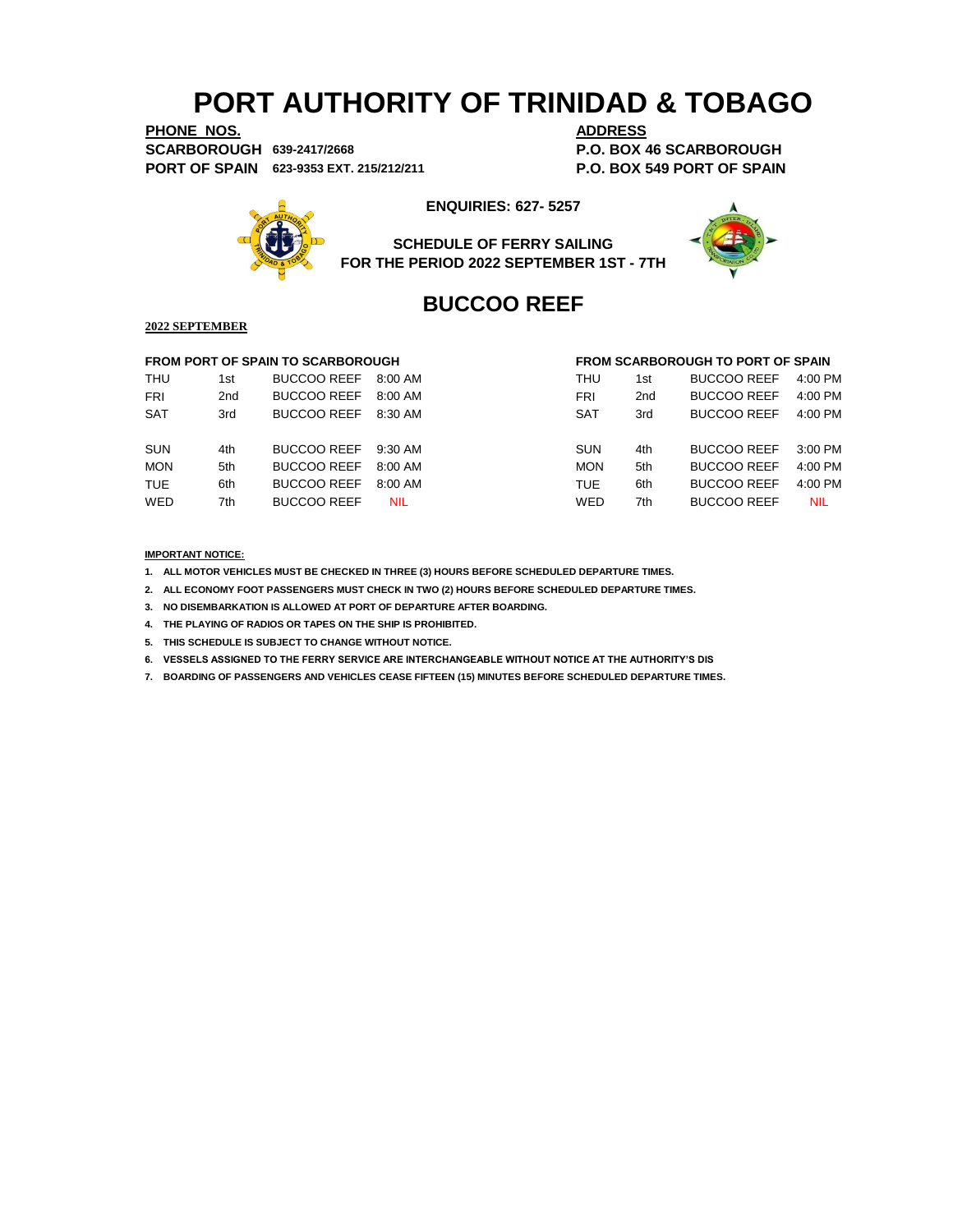# PORT AUTHORITY OF TRINIDAD & TOBAGO

**PHONE NOS.**

**SCARBOROUGH** 639-2417/2668

**PORT OF SPAIN** 623-9353 EXT. 215/212/211

**ADDRESS**

**P.O. BOX 46 SCARBOROUGH**

**P.O. BOX 549 PORT OF SPAIN**

**ENQUIRIES: 627- 5257**

**SCHEDULE OF FERRY SAILING**
**FOR THE PERIOD 2022 SEPTEMBER 1ST - 7TH**

## BUCCOO REEF

**2022 SEPTEMBER**

**FROM PORT OF SPAIN TO SCARBOROUGH**

| | | | |
|---|---|---|---|
| THU | 1st | BUCCOO REEF | 8:00 AM |
| FRI | 2nd | BUCCOO REEF | 8:00 AM |
| SAT | 3rd | BUCCOO REEF | 8:30 AM |
| SUN | 4th | BUCCOO REEF | 9:30 AM |
| MON | 5th | BUCCOO REEF | 8:00 AM |
| TUE | 6th | BUCCOO REEF | 8:00 AM |
| WED | 7th | BUCCOO REEF | NIL |

**FROM SCARBOROUGH TO PORT OF SPAIN**

| | | | |
|---|---|---|---|
| THU | 1st | BUCCOO REEF | 4:00 PM |
| FRI | 2nd | BUCCOO REEF | 4:00 PM |
| SAT | 3rd | BUCCOO REEF | 4:00 PM |
| SUN | 4th | BUCCOO REEF | 3:00 PM |
| MON | 5th | BUCCOO REEF | 4:00 PM |
| TUE | 6th | BUCCOO REEF | 4:00 PM |
| WED | 7th | BUCCOO REEF | NIL |

**IMPORTANT NOTICE:**

1. ALL MOTOR VEHICLES MUST BE CHECKED IN THREE (3) HOURS BEFORE SCHEDULED DEPARTURE TIMES.
2. ALL ECONOMY FOOT PASSENGERS MUST CHECK IN TWO (2) HOURS BEFORE SCHEDULED DEPARTURE TIMES.
3. NO DISEMBARKATION IS ALLOWED AT PORT OF DEPARTURE AFTER BOARDING.
4. THE PLAYING OF RADIOS OR TAPES ON THE SHIP IS PROHIBITED.
5. THIS SCHEDULE IS SUBJECT TO CHANGE WITHOUT NOTICE.
6. VESSELS ASSIGNED TO THE FERRY SERVICE ARE INTERCHANGEABLE WITHOUT NOTICE AT THE AUTHORITY'S DIS
7. BOARDING OF PASSENGERS AND VEHICLES CEASE FIFTEEN (15) MINUTES BEFORE SCHEDULED DEPARTURE TIMES.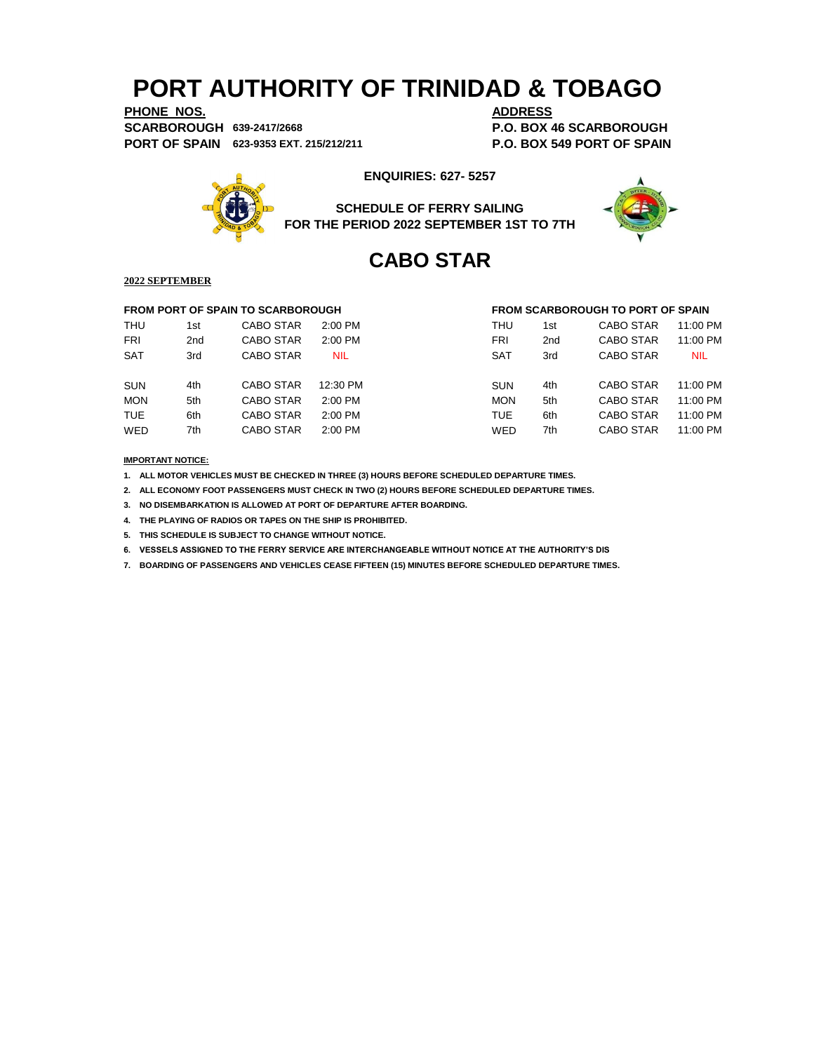# PORT AUTHORITY OF TRINIDAD & TOBAGO

**PHONE NOS.**

**SCARBOROUGH** 639-2417/2668

**PORT OF SPAIN** 623-9353 EXT. 215/212/211

**ADDRESS**

**P.O. BOX 46 SCARBOROUGH**

**P.O. BOX 549 PORT OF SPAIN**

**ENQUIRIES: 627- 5257**

**SCHEDULE OF FERRY SAILING**
**FOR THE PERIOD 2022 SEPTEMBER 1ST TO 7TH**

## CABO STAR

**2022 SEPTEMBER**

**FROM PORT OF SPAIN TO SCARBOROUGH**

| | | | |
|---|---|---|---|
| THU | 1st | CABO STAR | 2:00 PM |
| FRI | 2nd | CABO STAR | 2:00 PM |
| SAT | 3rd | CABO STAR | NIL |
| SUN | 4th | CABO STAR | 12:30 PM |
| MON | 5th | CABO STAR | 2:00 PM |
| TUE | 6th | CABO STAR | 2:00 PM |
| WED | 7th | CABO STAR | 2:00 PM |

**FROM SCARBOROUGH TO PORT OF SPAIN**

| | | | |
|---|---|---|---|
| THU | 1st | CABO STAR | 11:00 PM |
| FRI | 2nd | CABO STAR | 11:00 PM |
| SAT | 3rd | CABO STAR | NIL |
| SUN | 4th | CABO STAR | 11:00 PM |
| MON | 5th | CABO STAR | 11:00 PM |
| TUE | 6th | CABO STAR | 11:00 PM |
| WED | 7th | CABO STAR | 11:00 PM |

**IMPORTANT NOTICE:**

1. **ALL MOTOR VEHICLES MUST BE CHECKED IN THREE (3) HOURS BEFORE SCHEDULED DEPARTURE TIMES.**
2. **ALL ECONOMY FOOT PASSENGERS MUST CHECK IN TWO (2) HOURS BEFORE SCHEDULED DEPARTURE TIMES.**
3. **NO DISEMBARKATION IS ALLOWED AT PORT OF DEPARTURE AFTER BOARDING.**
4. **THE PLAYING OF RADIOS OR TAPES ON THE SHIP IS PROHIBITED.**
5. **THIS SCHEDULE IS SUBJECT TO CHANGE WITHOUT NOTICE.**
6. **VESSELS ASSIGNED TO THE FERRY SERVICE ARE INTERCHANGEABLE WITHOUT NOTICE AT THE AUTHORITY'S DIS**
7. **BOARDING OF PASSENGERS AND VEHICLES CEASE FIFTEEN (15) MINUTES BEFORE SCHEDULED DEPARTURE TIMES.**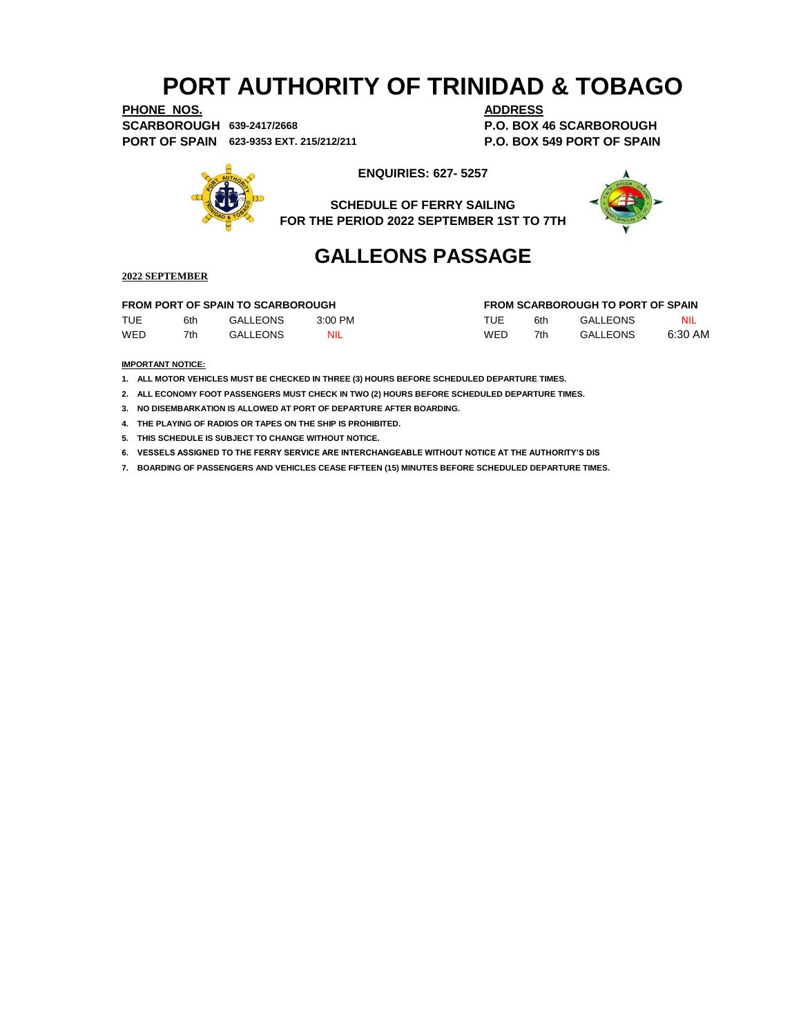# PORT AUTHORITY OF TRINIDAD & TOBAGO

**PHONE NOS.**
**SCARBOROUGH** 639-2417/2668
**PORT OF SPAIN** 623-9353 EXT. 215/212/211

**ADDRESS**
**P.O. BOX 46 SCARBOROUGH**
**P.O. BOX 549 PORT OF SPAIN**

**ENQUIRIES: 627- 5257**

**SCHEDULE OF FERRY SAILING**
**FOR THE PERIOD 2022 SEPTEMBER 1ST TO 7TH**

## GALLEONS PASSAGE

**2022 SEPTEMBER**

**FROM PORT OF SPAIN TO SCARBOROUGH**

| | | | |
|---|---|---|---|
| TUE | 6th | GALLEONS | 3:00 PM |
| WED | 7th | GALLEONS | NIL |

**FROM SCARBOROUGH TO PORT OF SPAIN**

| | | | |
|---|---|---|---|
| TUE | 6th | GALLEONS | NIL |
| WED | 7th | GALLEONS | 6:30 AM |

**IMPORTANT NOTICE:**

1. ALL MOTOR VEHICLES MUST BE CHECKED IN THREE (3) HOURS BEFORE SCHEDULED DEPARTURE TIMES.
2. ALL ECONOMY FOOT PASSENGERS MUST CHECK IN TWO (2) HOURS BEFORE SCHEDULED DEPARTURE TIMES.
3. NO DISEMBARKATION IS ALLOWED AT PORT OF DEPARTURE AFTER BOARDING.
4. THE PLAYING OF RADIOS OR TAPES ON THE SHIP IS PROHIBITED.
5. THIS SCHEDULE IS SUBJECT TO CHANGE WITHOUT NOTICE.
6. VESSELS ASSIGNED TO THE FERRY SERVICE ARE INTERCHANGEABLE WITHOUT NOTICE AT THE AUTHORITY'S DIS
7. BOARDING OF PASSENGERS AND VEHICLES CEASE FIFTEEN (15) MINUTES BEFORE SCHEDULED DEPARTURE TIMES.